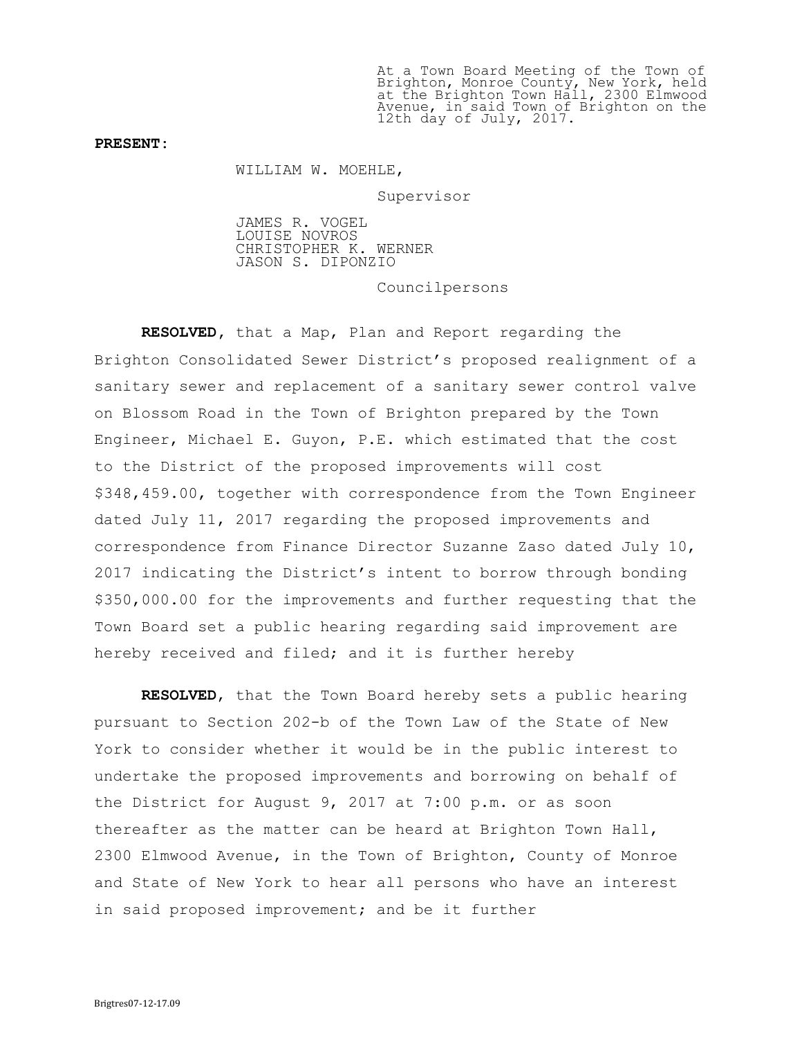At a Town Board Meeting of the Town of Brighton, Monroe County, New York, held at the Brighton Town Hall, 2300 Elmwood Avenue, in said Town of Brighton on the 12th day of July, 2017.

**PRESENT:**

WILLIAM W. MOEHLE,

Supervisor

JAMES R. VOGEL
LOUISE NOVROS
CHRISTOPHER K. WERNER
JASON S. DIPONZIO

Councilpersons

**RESOLVED**, that a Map, Plan and Report regarding the Brighton Consolidated Sewer District's proposed realignment of a sanitary sewer and replacement of a sanitary sewer control valve on Blossom Road in the Town of Brighton prepared by the Town Engineer, Michael E. Guyon, P.E. which estimated that the cost to the District of the proposed improvements will cost $348,459.00, together with correspondence from the Town Engineer dated July 11, 2017 regarding the proposed improvements and correspondence from Finance Director Suzanne Zaso dated July 10, 2017 indicating the District's intent to borrow through bonding $350,000.00 for the improvements and further requesting that the Town Board set a public hearing regarding said improvement are hereby received and filed; and it is further hereby

**RESOLVED**, that the Town Board hereby sets a public hearing pursuant to Section 202-b of the Town Law of the State of New York to consider whether it would be in the public interest to undertake the proposed improvements and borrowing on behalf of the District for August 9, 2017 at 7:00 p.m. or as soon thereafter as the matter can be heard at Brighton Town Hall, 2300 Elmwood Avenue, in the Town of Brighton, County of Monroe and State of New York to hear all persons who have an interest in said proposed improvement; and be it further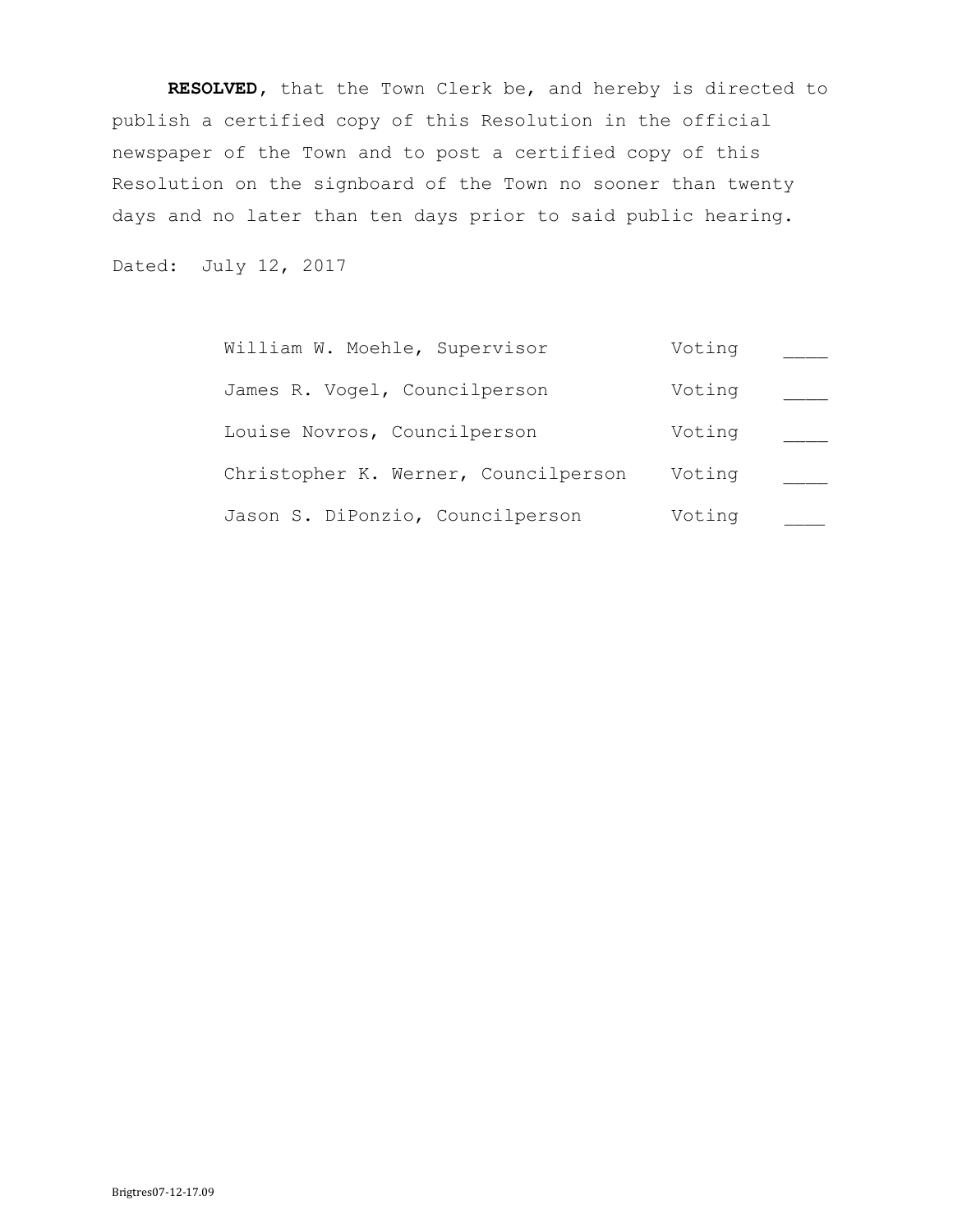**RESOLVED**, that the Town Clerk be, and hereby is directed to publish a certified copy of this Resolution in the official newspaper of the Town and to post a certified copy of this Resolution on the signboard of the Town no sooner than twenty days and no later than ten days prior to said public hearing.

Dated: July 12, 2017

| | | |
|---|---|---|
| William W. Moehle, Supervisor | Voting | ____ |
| James R. Vogel, Councilperson | Voting | ____ |
| Louise Novros, Councilperson | Voting | ____ |
| Christopher K. Werner, Councilperson | Voting | ____ |
| Jason S. DiPonzio, Councilperson | Voting | ____ |

Brigtres07-12-17.09